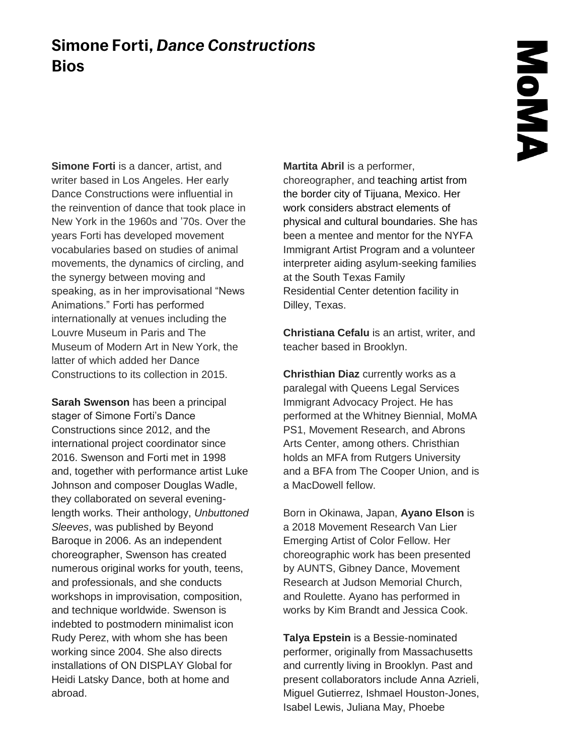# Simone Forti, *Dance Constructions*
# Bios

**Simone Forti** is a dancer, artist, and writer based in Los Angeles. Her early Dance Constructions were influential in the reinvention of dance that took place in New York in the 1960s and '70s. Over the years Forti has developed movement vocabularies based on studies of animal movements, the dynamics of circling, and the synergy between moving and speaking, as in her improvisational "News Animations." Forti has performed internationally at venues including the Louvre Museum in Paris and The Museum of Modern Art in New York, the latter of which added her Dance Constructions to its collection in 2015.

**Sarah Swenson** has been a principal stager of Simone Forti's Dance Constructions since 2012, and the international project coordinator since 2016. Swenson and Forti met in 1998 and, together with performance artist Luke Johnson and composer Douglas Wadle, they collaborated on several evening-length works. Their anthology, *Unbuttoned Sleeves*, was published by Beyond Baroque in 2006. As an independent choreographer, Swenson has created numerous original works for youth, teens, and professionals, and she conducts workshops in improvisation, composition, and technique worldwide. Swenson is indebted to postmodern minimalist icon Rudy Perez, with whom she has been working since 2004. She also directs installations of ON DISPLAY Global for Heidi Latsky Dance, both at home and abroad.

**Martita Abril** is a performer, choreographer, and teaching artist from the border city of Tijuana, Mexico. Her work considers abstract elements of physical and cultural boundaries. She has been a mentee and mentor for the NYFA Immigrant Artist Program and a volunteer interpreter aiding asylum-seeking families at the South Texas Family Residential Center detention facility in Dilley, Texas.

**Christiana Cefalu** is an artist, writer, and teacher based in Brooklyn.

**Christhian Diaz** currently works as a paralegal with Queens Legal Services Immigrant Advocacy Project. He has performed at the Whitney Biennial, MoMA PS1, Movement Research, and Abrons Arts Center, among others. Christhian holds an MFA from Rutgers University and a BFA from The Cooper Union, and is a MacDowell fellow.

Born in Okinawa, Japan, **Ayano Elson** is a 2018 Movement Research Van Lier Emerging Artist of Color Fellow. Her choreographic work has been presented by AUNTS, Gibney Dance, Movement Research at Judson Memorial Church, and Roulette. Ayano has performed in works by Kim Brandt and Jessica Cook.

**Talya Epstein** is a Bessie-nominated performer, originally from Massachusetts and currently living in Brooklyn. Past and present collaborators include Anna Azrieli, Miguel Gutierrez, Ishmael Houston-Jones, Isabel Lewis, Juliana May, Phoebe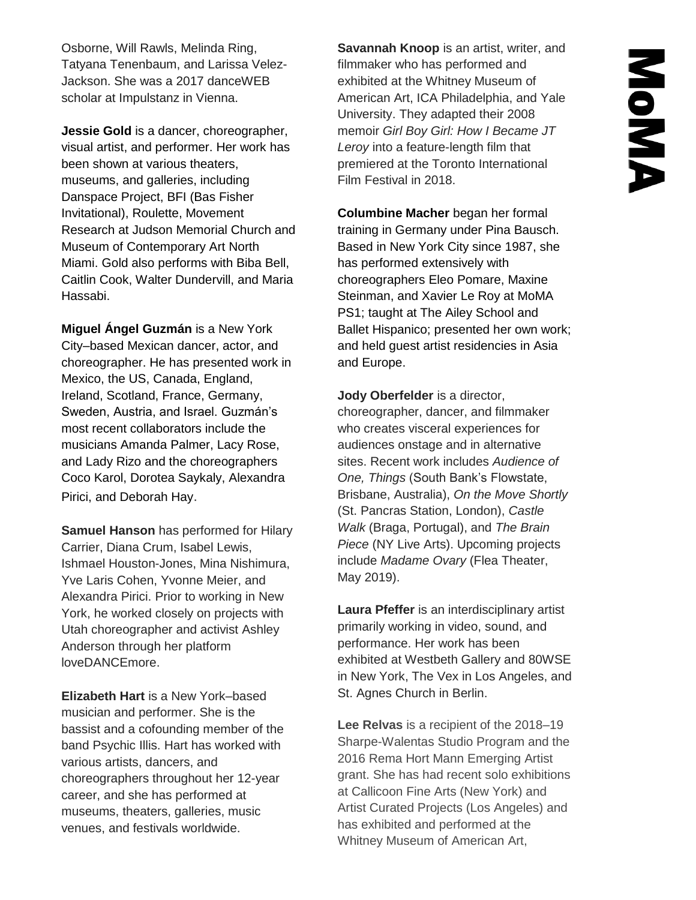Osborne, Will Rawls, Melinda Ring, Tatyana Tenenbaum, and Larissa Velez-Jackson. She was a 2017 danceWEB scholar at Impulstanz in Vienna.

**Jessie Gold** is a dancer, choreographer, visual artist, and performer. Her work has been shown at various theaters, museums, and galleries, including Danspace Project, BFI (Bas Fisher Invitational), Roulette, Movement Research at Judson Memorial Church and Museum of Contemporary Art North Miami. Gold also performs with Biba Bell, Caitlin Cook, Walter Dundervill, and Maria Hassabi.

**Miguel Ángel Guzmán** is a New York City–based Mexican dancer, actor, and choreographer. He has presented work in Mexico, the US, Canada, England, Ireland, Scotland, France, Germany, Sweden, Austria, and Israel. Guzmán's most recent collaborators include the musicians Amanda Palmer, Lacy Rose, and Lady Rizo and the choreographers Coco Karol, Dorotea Saykaly, Alexandra Pirici, and Deborah Hay.

**Samuel Hanson** has performed for Hilary Carrier, Diana Crum, Isabel Lewis, Ishmael Houston-Jones, Mina Nishimura, Yve Laris Cohen, Yvonne Meier, and Alexandra Pirici. Prior to working in New York, he worked closely on projects with Utah choreographer and activist Ashley Anderson through her platform loveDANCEmore.

**Elizabeth Hart** is a New York–based musician and performer. She is the bassist and a cofounding member of the band Psychic Illis. Hart has worked with various artists, dancers, and choreographers throughout her 12-year career, and she has performed at museums, theaters, galleries, music venues, and festivals worldwide.

**Savannah Knoop** is an artist, writer, and filmmaker who has performed and exhibited at the Whitney Museum of American Art, ICA Philadelphia, and Yale University. They adapted their 2008 memoir *Girl Boy Girl: How I Became JT Leroy* into a feature-length film that premiered at the Toronto International Film Festival in 2018.

**Columbine Macher** began her formal training in Germany under Pina Bausch. Based in New York City since 1987, she has performed extensively with choreographers Eleo Pomare, Maxine Steinman, and Xavier Le Roy at MoMA PS1; taught at The Ailey School and Ballet Hispanico; presented her own work; and held guest artist residencies in Asia and Europe.

**Jody Oberfelder** is a director, choreographer, dancer, and filmmaker who creates visceral experiences for audiences onstage and in alternative sites. Recent work includes *Audience of One, Things* (South Bank's Flowstate, Brisbane, Australia), *On the Move Shortly* (St. Pancras Station, London), *Castle Walk* (Braga, Portugal), and *The Brain Piece* (NY Live Arts). Upcoming projects include *Madame Ovary* (Flea Theater, May 2019).

**Laura Pfeffer** is an interdisciplinary artist primarily working in video, sound, and performance. Her work has been exhibited at Westbeth Gallery and 80WSE in New York, The Vex in Los Angeles, and St. Agnes Church in Berlin.

**Lee Relvas** is a recipient of the 2018–19 Sharpe-Walentas Studio Program and the 2016 Rema Hort Mann Emerging Artist grant. She has had recent solo exhibitions at Callicoon Fine Arts (New York) and Artist Curated Projects (Los Angeles) and has exhibited and performed at the Whitney Museum of American Art,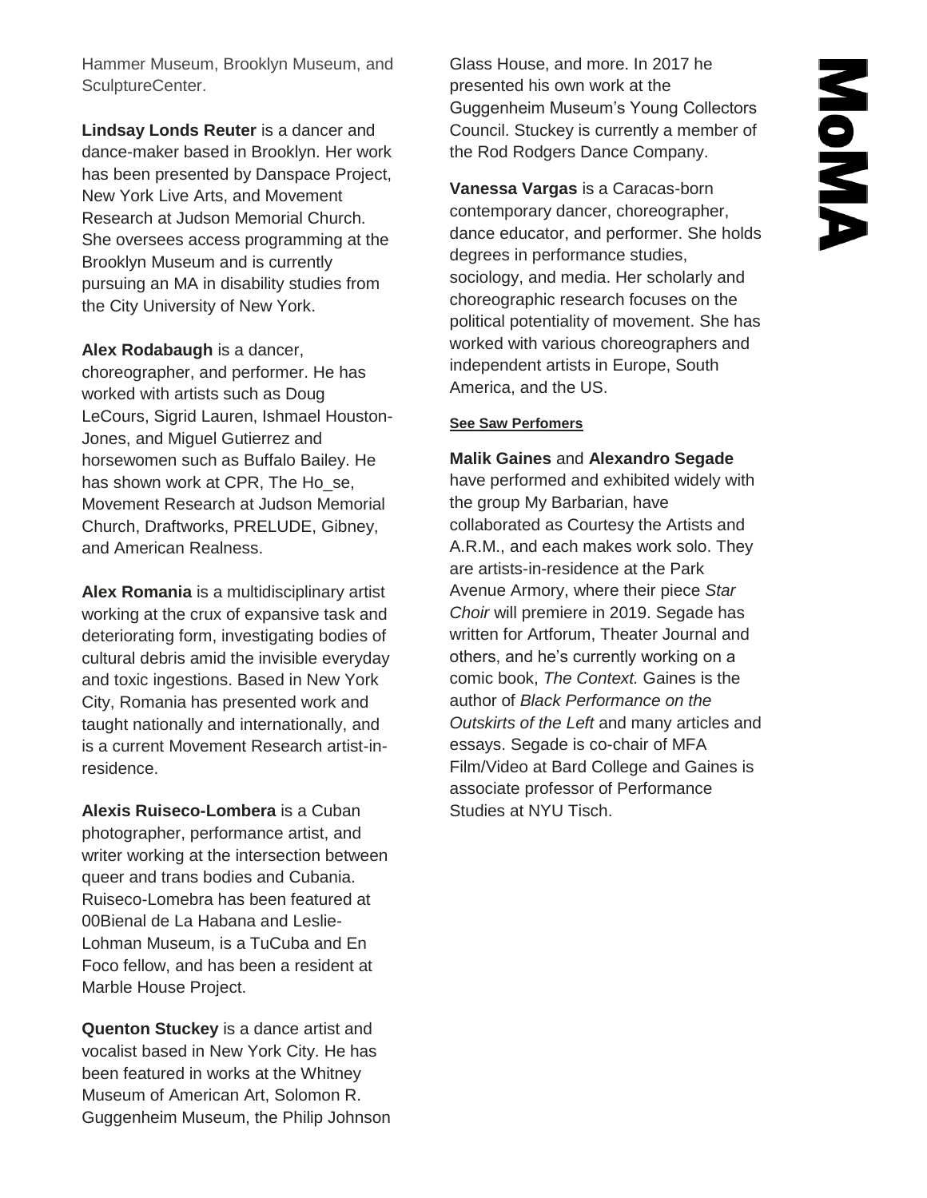Hammer Museum, Brooklyn Museum, and SculptureCenter.

**Lindsay Londs Reuter** is a dancer and dance-maker based in Brooklyn. Her work has been presented by Danspace Project, New York Live Arts, and Movement Research at Judson Memorial Church. She oversees access programming at the Brooklyn Museum and is currently pursuing an MA in disability studies from the City University of New York.

**Alex Rodabaugh** is a dancer, choreographer, and performer. He has worked with artists such as Doug LeCours, Sigrid Lauren, Ishmael Houston-Jones, and Miguel Gutierrez and horsewomen such as Buffalo Bailey. He has shown work at CPR, The Ho_se, Movement Research at Judson Memorial Church, Draftworks, PRELUDE, Gibney, and American Realness.

**Alex Romania** is a multidisciplinary artist working at the crux of expansive task and deteriorating form, investigating bodies of cultural debris amid the invisible everyday and toxic ingestions. Based in New York City, Romania has presented work and taught nationally and internationally, and is a current Movement Research artist-in-residence.

**Alexis Ruiseco-Lombera** is a Cuban photographer, performance artist, and writer working at the intersection between queer and trans bodies and Cubania. Ruiseco-Lomebra has been featured at 00Bienal de La Habana and Leslie-Lohman Museum, is a TuCuba and En Foco fellow, and has been a resident at Marble House Project.

**Quenton Stuckey** is a dance artist and vocalist based in New York City. He has been featured in works at the Whitney Museum of American Art, Solomon R. Guggenheim Museum, the Philip Johnson Glass House, and more. In 2017 he presented his own work at the Guggenheim Museum's Young Collectors Council. Stuckey is currently a member of the Rod Rodgers Dance Company.

**Vanessa Vargas** is a Caracas-born contemporary dancer, choreographer, dance educator, and performer. She holds degrees in performance studies, sociology, and media. Her scholarly and choreographic research focuses on the political potentiality of movement. She has worked with various choreographers and independent artists in Europe, South America, and the US.

**See Saw Perfomers**

**Malik Gaines** and **Alexandro Segade** have performed and exhibited widely with the group My Barbarian, have collaborated as Courtesy the Artists and A.R.M., and each makes work solo. They are artists-in-residence at the Park Avenue Armory, where their piece *Star Choir* will premiere in 2019. Segade has written for Artforum, Theater Journal and others, and he's currently working on a comic book, *The Context.* Gaines is the author of *Black Performance on the Outskirts of the Left* and many articles and essays. Segade is co-chair of MFA Film/Video at Bard College and Gaines is associate professor of Performance Studies at NYU Tisch.